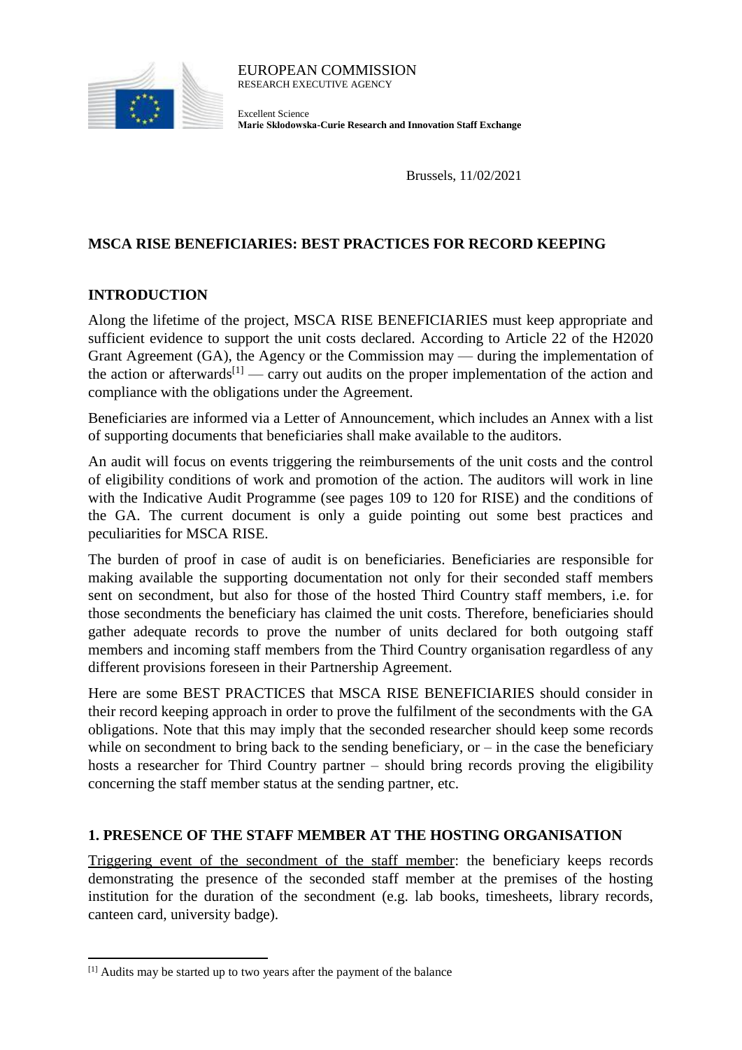EUROPEAN COMMISSION
RESEARCH EXECUTIVE AGENCY

Excellent Science
**Marie Skłodowska-Curie Research and Innovation Staff Exchange**

Brussels, 11/02/2021

## MSCA RISE BENEFICIARIES: BEST PRACTICES FOR RECORD KEEPING

## INTRODUCTION

Along the lifetime of the project, MSCA RISE BENEFICIARIES must keep appropriate and sufficient evidence to support the unit costs declared. According to Article 22 of the H2020 Grant Agreement (GA), the Agency or the Commission may — during the implementation of the action or afterwards[1] — carry out audits on the proper implementation of the action and compliance with the obligations under the Agreement.

Beneficiaries are informed via a Letter of Announcement, which includes an Annex with a list of supporting documents that beneficiaries shall make available to the auditors.

An audit will focus on events triggering the reimbursements of the unit costs and the control of eligibility conditions of work and promotion of the action. The auditors will work in line with the Indicative Audit Programme (see pages 109 to 120 for RISE) and the conditions of the GA. The current document is only a guide pointing out some best practices and peculiarities for MSCA RISE.

The burden of proof in case of audit is on beneficiaries. Beneficiaries are responsible for making available the supporting documentation not only for their seconded staff members sent on secondment, but also for those of the hosted Third Country staff members, i.e. for those secondments the beneficiary has claimed the unit costs. Therefore, beneficiaries should gather adequate records to prove the number of units declared for both outgoing staff members and incoming staff members from the Third Country organisation regardless of any different provisions foreseen in their Partnership Agreement.

Here are some BEST PRACTICES that MSCA RISE BENEFICIARIES should consider in their record keeping approach in order to prove the fulfilment of the secondments with the GA obligations. Note that this may imply that the seconded researcher should keep some records while on secondment to bring back to the sending beneficiary, or – in the case the beneficiary hosts a researcher for Third Country partner – should bring records proving the eligibility concerning the staff member status at the sending partner, etc.

## 1. PRESENCE OF THE STAFF MEMBER AT THE HOSTING ORGANISATION

Triggering event of the secondment of the staff member: the beneficiary keeps records demonstrating the presence of the seconded staff member at the premises of the hosting institution for the duration of the secondment (e.g. lab books, timesheets, library records, canteen card, university badge).

[1] Audits may be started up to two years after the payment of the balance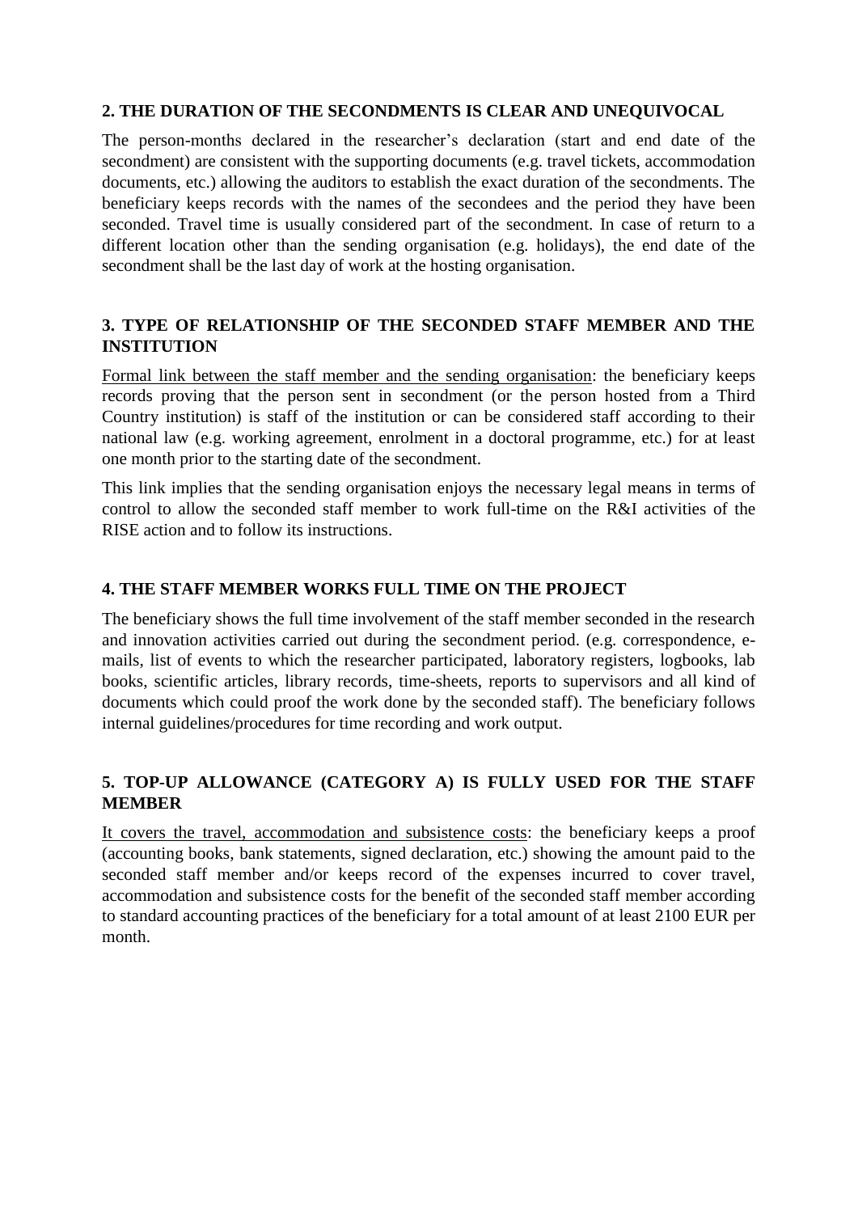## 2. THE DURATION OF THE SECONDMENTS IS CLEAR AND UNEQUIVOCAL

The person-months declared in the researcher's declaration (start and end date of the secondment) are consistent with the supporting documents (e.g. travel tickets, accommodation documents, etc.) allowing the auditors to establish the exact duration of the secondments. The beneficiary keeps records with the names of the secondees and the period they have been seconded. Travel time is usually considered part of the secondment. In case of return to a different location other than the sending organisation (e.g. holidays), the end date of the secondment shall be the last day of work at the hosting organisation.

## 3. TYPE OF RELATIONSHIP OF THE SECONDED STAFF MEMBER AND THE INSTITUTION

Formal link between the staff member and the sending organisation: the beneficiary keeps records proving that the person sent in secondment (or the person hosted from a Third Country institution) is staff of the institution or can be considered staff according to their national law (e.g. working agreement, enrolment in a doctoral programme, etc.) for at least one month prior to the starting date of the secondment.

This link implies that the sending organisation enjoys the necessary legal means in terms of control to allow the seconded staff member to work full-time on the R&I activities of the RISE action and to follow its instructions.

## 4. THE STAFF MEMBER WORKS FULL TIME ON THE PROJECT

The beneficiary shows the full time involvement of the staff member seconded in the research and innovation activities carried out during the secondment period. (e.g. correspondence, e-mails, list of events to which the researcher participated, laboratory registers, logbooks, lab books, scientific articles, library records, time-sheets, reports to supervisors and all kind of documents which could proof the work done by the seconded staff). The beneficiary follows internal guidelines/procedures for time recording and work output.

## 5. TOP-UP ALLOWANCE (CATEGORY A) IS FULLY USED FOR THE STAFF MEMBER

It covers the travel, accommodation and subsistence costs: the beneficiary keeps a proof (accounting books, bank statements, signed declaration, etc.) showing the amount paid to the seconded staff member and/or keeps record of the expenses incurred to cover travel, accommodation and subsistence costs for the benefit of the seconded staff member according to standard accounting practices of the beneficiary for a total amount of at least 2100 EUR per month.